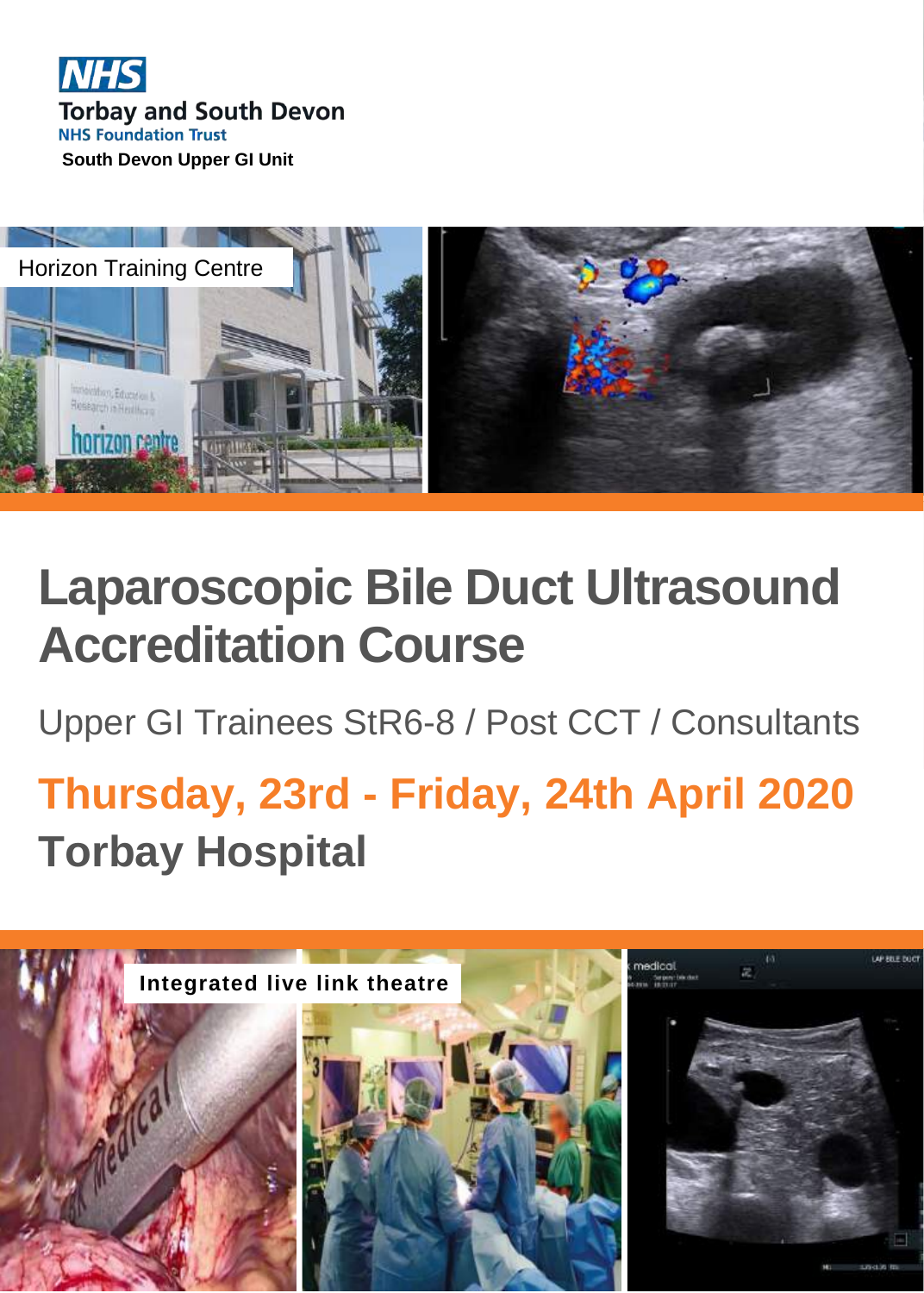NHS
Torbay and South Devon
NHS Foundation Trust
South Devon Upper GI Unit

Horizon Training Centre

# Laparoscopic Bile Duct Ultrasound Accreditation Course

Upper GI Trainees StR6-8 / Post CCT / Consultants

## Thursday, 23rd - Friday, 24th April 2020

## Torbay Hospital

Integrated live link theatre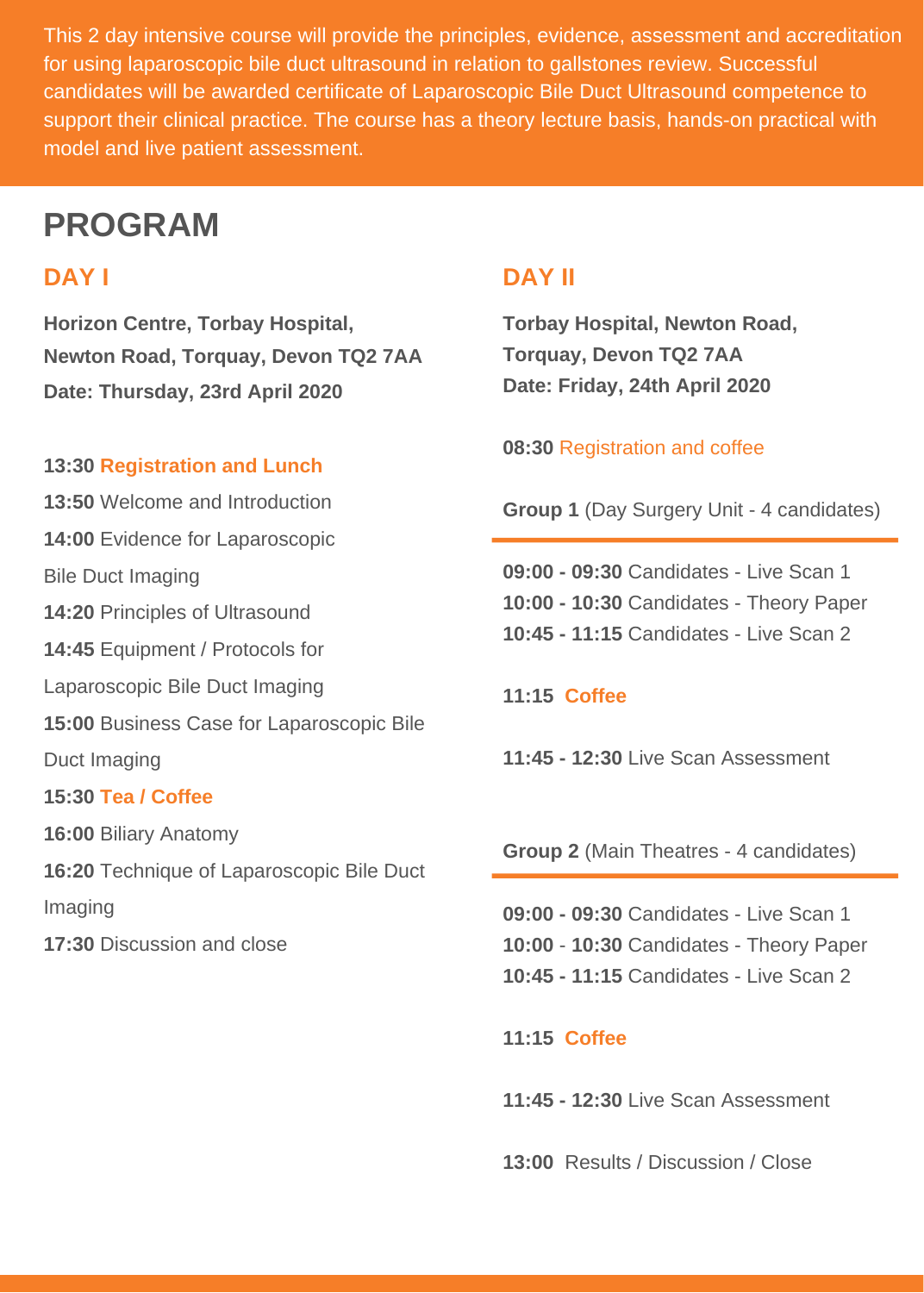This 2 day intensive course will provide the principles, evidence, assessment and accreditation for using laparoscopic bile duct ultrasound in relation to gallstones review. Successful candidates will be awarded certificate of Laparoscopic Bile Duct Ultrasound competence to support their clinical practice. The course has a theory lecture basis, hands-on practical with model and live patient assessment.

# PROGRAM

## DAY I

**Horizon Centre, Torbay Hospital, Newton Road, Torquay, Devon TQ2 7AA**
**Date: Thursday, 23rd April 2020**

**13:30 Registration and Lunch**
**13:50** Welcome and Introduction
**14:00** Evidence for Laparoscopic Bile Duct Imaging
**14:20** Principles of Ultrasound
**14:45** Equipment / Protocols for Laparoscopic Bile Duct Imaging
**15:00** Business Case for Laparoscopic Bile Duct Imaging
**15:30 Tea / Coffee**
**16:00** Biliary Anatomy
**16:20** Technique of Laparoscopic Bile Duct Imaging
**17:30** Discussion and close

## DAY II

**Torbay Hospital, Newton Road, Torquay, Devon TQ2 7AA**
**Date: Friday, 24th April 2020**

**08:30** Registration and coffee

**Group 1** (Day Surgery Unit - 4 candidates)

**09:00 - 09:30** Candidates - Live Scan 1
**10:00 - 10:30** Candidates - Theory Paper
**10:45 - 11:15** Candidates - Live Scan 2

**11:15 Coffee**

**11:45 - 12:30** Live Scan Assessment

**Group 2** (Main Theatres - 4 candidates)

**09:00 - 09:30** Candidates - Live Scan 1
**10:00** - **10:30** Candidates - Theory Paper
**10:45 - 11:15** Candidates - Live Scan 2

**11:15 Coffee**

**11:45 - 12:30** Live Scan Assessment

**13:00** Results / Discussion / Close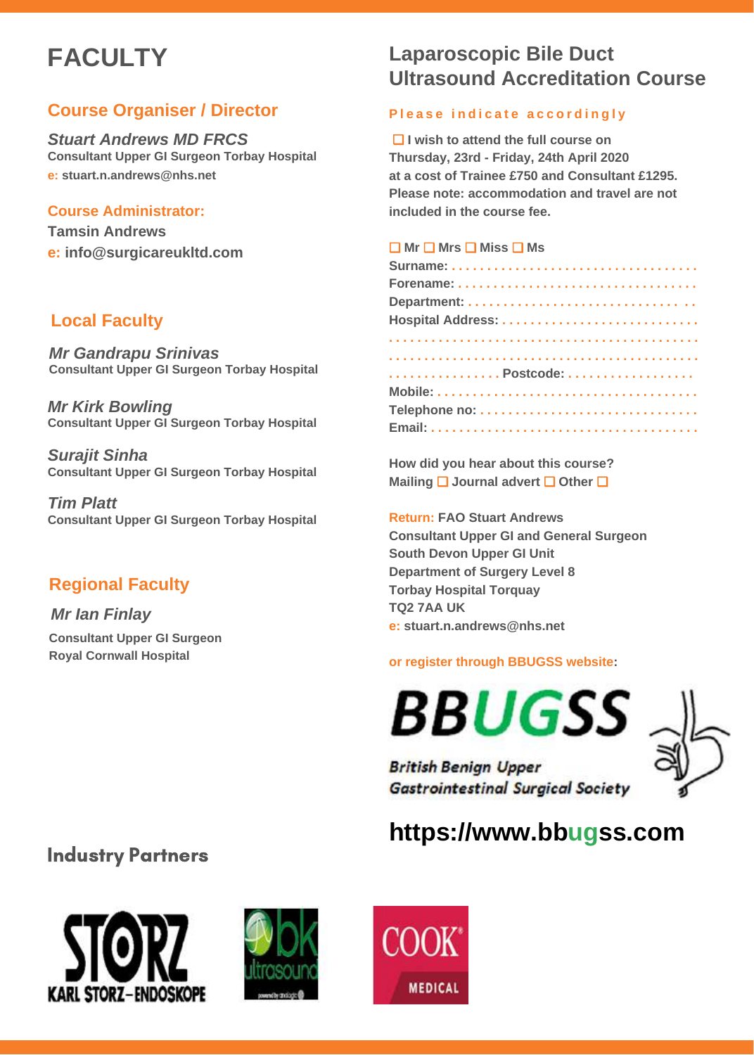# FACULTY

## Course Organiser / Director

*Stuart Andrews MD FRCS*
Consultant Upper GI Surgeon Torbay Hospital
e: stuart.n.andrews@nhs.net

## Course Administrator:

Tamsin Andrews
e: info@surgicareukltd.com

## Local Faculty

*Mr Gandrapu Srinivas*
Consultant Upper GI Surgeon Torbay Hospital

*Mr Kirk Bowling*
Consultant Upper GI Surgeon Torbay Hospital

*Surajit Sinha*
Consultant Upper GI Surgeon Torbay Hospital

*Tim Platt*
Consultant Upper GI Surgeon Torbay Hospital

## Regional Faculty

*Mr Ian Finlay*
Consultant Upper GI Surgeon
Royal Cornwall Hospital

# Laparoscopic Bile Duct Ultrasound Accreditation Course

**Please indicate accordingly**

☐ I wish to attend the full course on Thursday, 23rd - Friday, 24th April 2020 at a cost of Trainee £750 and Consultant £1295.
Please note: accommodation and travel are not included in the course fee.

☐ Mr ☐ Mrs ☐ Miss ☐ Ms
Surname: ...................................
Forename: .................................
Department: ..............................
Hospital Address: ...........................
...........................................
...........................................
................ Postcode: ..................
Mobile: ....................................
Telephone no: ..............................
Email: .....................................

How did you hear about this course?
Mailing ☐ Journal advert ☐ Other ☐

Return: FAO Stuart Andrews
Consultant Upper GI and General Surgeon
South Devon Upper GI Unit
Department of Surgery Level 8
Torbay Hospital Torquay
TQ2 7AA UK
e: stuart.n.andrews@nhs.net

or register through BBUGSS website:

BBUGSS
British Benign Upper Gastrointestinal Surgical Society

**https://www.bbugss.com**

## Industry Partners

KARL STORZ-ENDOSKOPE
bk ultrasound
COOK MEDICAL